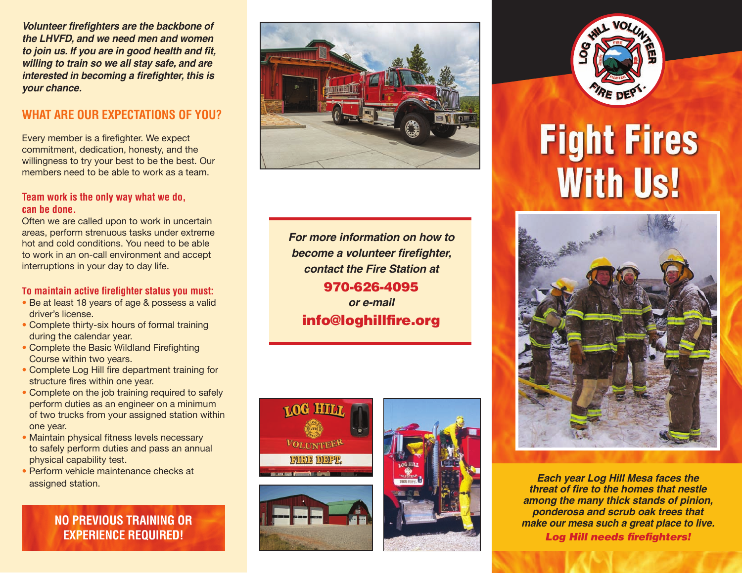*Volunteer firefighters are the backbone of the LHVFD, and we need men and women to join us. If you are in good health and fit, willing to train so we all stay safe, and are interested in becoming a firefighter, this is your chance.*

## WHAT ARE OUR EXPECTATIONS OF YOU?

Every member is a firefighter. We expect commitment, dedication, honesty, and the willingness to try your best to be the best. Our members need to be able to work as a team.

### Team work is the only way what we do, can be done.

Often we are called upon to work in uncertain areas, perform strenuous tasks under extreme hot and cold conditions. You need to be able to work in an on-call environment and accept interruptions in your day to day life.

### To maintain active firefighter status you must:

- Be at least 18 years of age & possess a valid driver's license.
- Complete thirty-six hours of formal training during the calendar year.
- Complete the Basic Wildland Firefighting Course within two years.
- Complete Log Hill fire department training for structure fires within one year.
- Complete on the job training required to safely perform duties as an engineer on a minimum of two trucks from your assigned station within one year.
- Maintain physical fitness levels necessary to safely perform duties and pass an annual physical capability test.
- Perform vehicle maintenance checks at assigned station.

**NO PREVIOUS TRAINING OR EXPERIENCE REQUIRED!**

***For more information on how to become a volunteer firefighter, contact the Fire Station at***

**970-626-4095**

***or e-mail***

**info@loghillfire.org**

LOG HILL VOLUNTEER FIRE DEPT.

# Fight Fires With Us!

***Each year Log Hill Mesa faces the threat of fire to the homes that nestle among the many thick stands of pinion, ponderosa and scrub oak trees that make our mesa such a great place to live.***

***Log Hill needs firefighters!***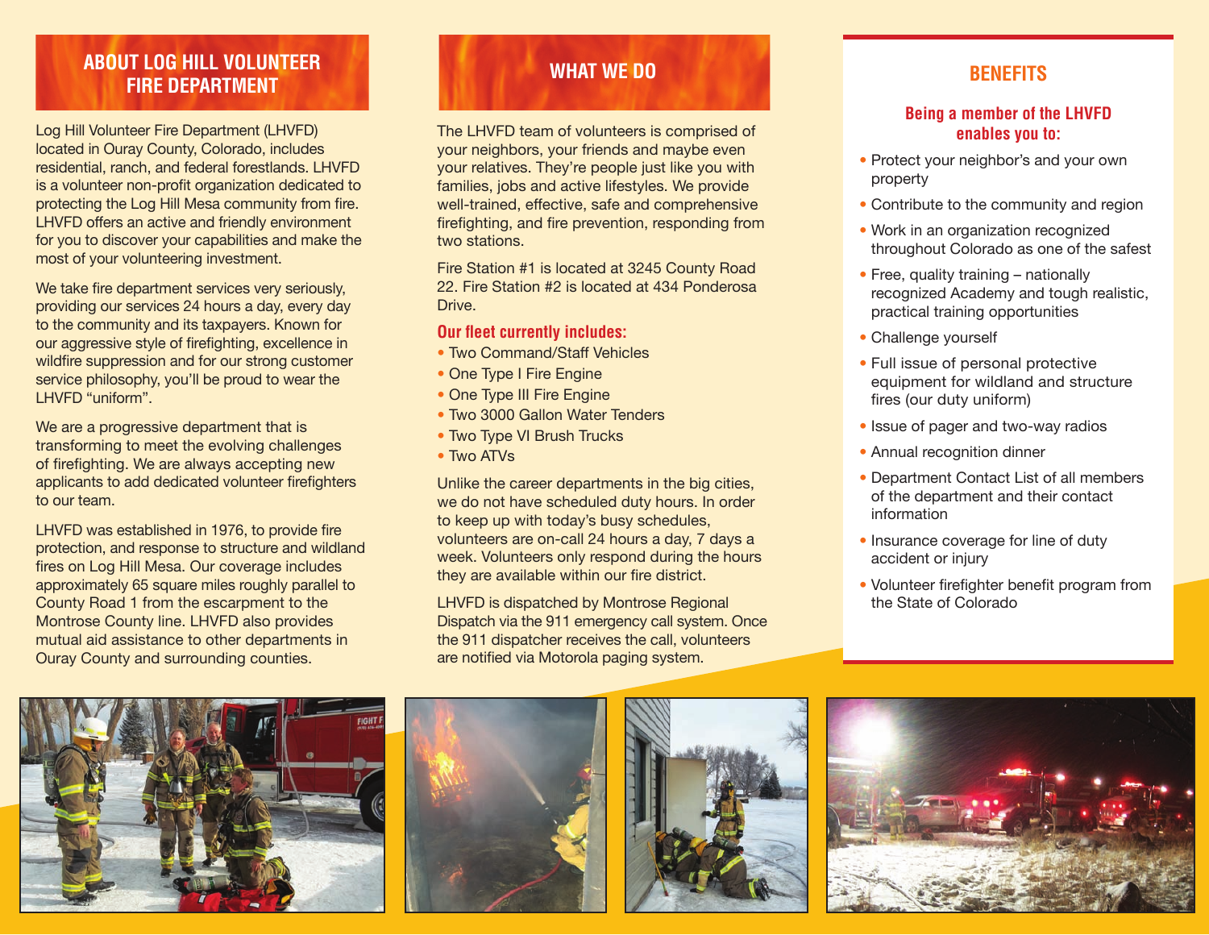## ABOUT LOG HILL VOLUNTEER FIRE DEPARTMENT

Log Hill Volunteer Fire Department (LHVFD) located in Ouray County, Colorado, includes residential, ranch, and federal forestlands. LHVFD is a volunteer non-profit organization dedicated to protecting the Log Hill Mesa community from fire. LHVFD offers an active and friendly environment for you to discover your capabilities and make the most of your volunteering investment.

We take fire department services very seriously, providing our services 24 hours a day, every day to the community and its taxpayers. Known for our aggressive style of firefighting, excellence in wildfire suppression and for our strong customer service philosophy, you'll be proud to wear the LHVFD "uniform".

We are a progressive department that is transforming to meet the evolving challenges of firefighting. We are always accepting new applicants to add dedicated volunteer firefighters to our team.

LHVFD was established in 1976, to provide fire protection, and response to structure and wildland fires on Log Hill Mesa. Our coverage includes approximately 65 square miles roughly parallel to County Road 1 from the escarpment to the Montrose County line. LHVFD also provides mutual aid assistance to other departments in Ouray County and surrounding counties.

## WHAT WE DO

The LHVFD team of volunteers is comprised of your neighbors, your friends and maybe even your relatives. They're people just like you with families, jobs and active lifestyles. We provide well-trained, effective, safe and comprehensive firefighting, and fire prevention, responding from two stations.

Fire Station #1 is located at 3245 County Road 22. Fire Station #2 is located at 434 Ponderosa Drive.

### Our fleet currently includes:

- Two Command/Staff Vehicles
- One Type I Fire Engine
- One Type III Fire Engine
- Two 3000 Gallon Water Tenders
- Two Type VI Brush Trucks
- Two ATVs

Unlike the career departments in the big cities, we do not have scheduled duty hours. In order to keep up with today's busy schedules, volunteers are on-call 24 hours a day, 7 days a week. Volunteers only respond during the hours they are available within our fire district.

LHVFD is dispatched by Montrose Regional Dispatch via the 911 emergency call system. Once the 911 dispatcher receives the call, volunteers are notified via Motorola paging system.

## BENEFITS

### Being a member of the LHVFD enables you to:

- Protect your neighbor's and your own property
- Contribute to the community and region
- Work in an organization recognized throughout Colorado as one of the safest
- Free, quality training – nationally recognized Academy and tough realistic, practical training opportunities
- Challenge yourself
- Full issue of personal protective equipment for wildland and structure fires (our duty uniform)
- Issue of pager and two-way radios
- Annual recognition dinner
- Department Contact List of all members of the department and their contact information
- Insurance coverage for line of duty accident or injury
- Volunteer firefighter benefit program from the State of Colorado